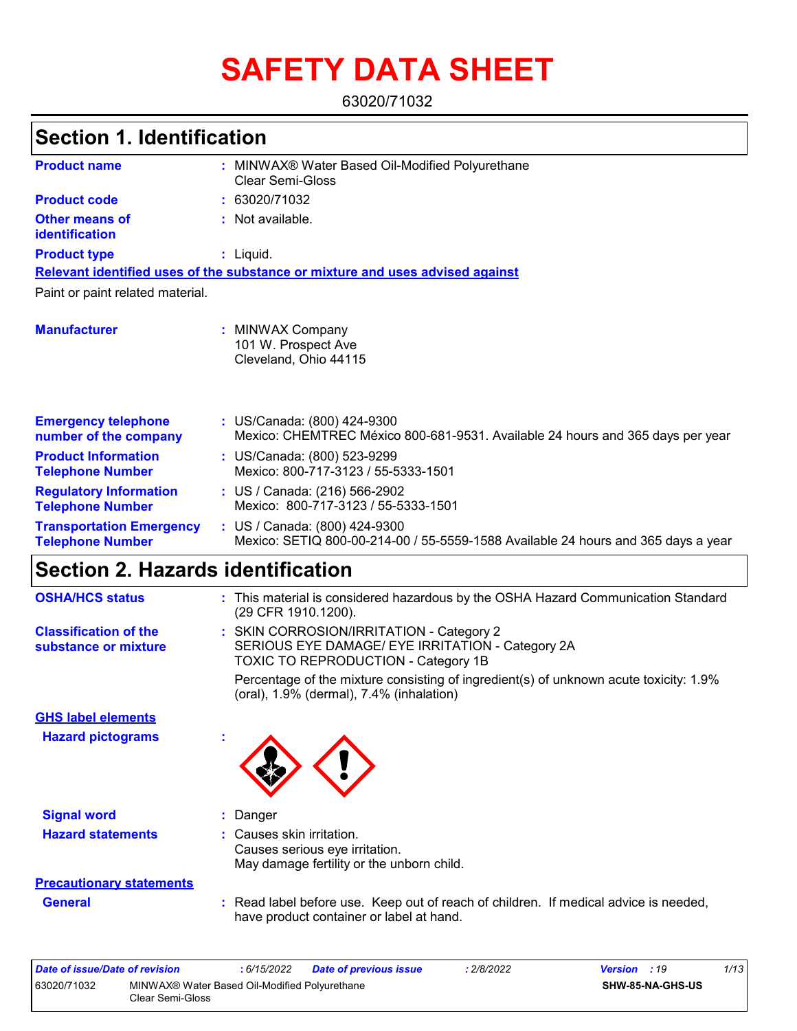# SAFETY DATA SHEET

63020/71032

## Section 1. Identification

| | |
|---|---|
| **Product name** | : MINWAX® Water Based Oil-Modified Polyurethane Clear Semi-Gloss |
| **Product code** | : 63020/71032 |
| **Other means of identification** | : Not available. |
| **Product type** | : Liquid. |

**Relevant identified uses of the substance or mixture and uses advised against**

Paint or paint related material.

| | |
|---|---|
| **Manufacturer** | : MINWAX Company<br>101 W. Prospect Ave<br>Cleveland, Ohio 44115 |
| **Emergency telephone number of the company** | : US/Canada: (800) 424-9300<br>Mexico: CHEMTREC México 800-681-9531. Available 24 hours and 365 days per year |
| **Product Information Telephone Number** | : US/Canada: (800) 523-9299<br>Mexico: 800-717-3123 / 55-5333-1501 |
| **Regulatory Information Telephone Number** | : US / Canada: (216) 566-2902<br>Mexico: 800-717-3123 / 55-5333-1501 |
| **Transportation Emergency Telephone Number** | : US / Canada: (800) 424-9300<br>Mexico: SETIQ 800-00-214-00 / 55-5559-1588 Available 24 hours and 365 days a year |

## Section 2. Hazards identification

| | |
|---|---|
| **OSHA/HCS status** | : This material is considered hazardous by the OSHA Hazard Communication Standard (29 CFR 1910.1200). |
| **Classification of the substance or mixture** | : SKIN CORROSION/IRRITATION - Category 2<br>SERIOUS EYE DAMAGE/ EYE IRRITATION - Category 2A<br>TOXIC TO REPRODUCTION - Category 1B<br><br>Percentage of the mixture consisting of ingredient(s) of unknown acute toxicity: 1.9% (oral), 1.9% (dermal), 7.4% (inhalation) |

**GHS label elements**

**Hazard pictograms** :

| | |
|---|---|
| **Signal word** | : Danger |
| **Hazard statements** | : Causes skin irritation.<br>Causes serious eye irritation.<br>May damage fertility or the unborn child. |

**Precautionary statements**

| | |
|---|---|
| **General** | : Read label before use. Keep out of reach of children. If medical advice is needed, have product container or label at hand. |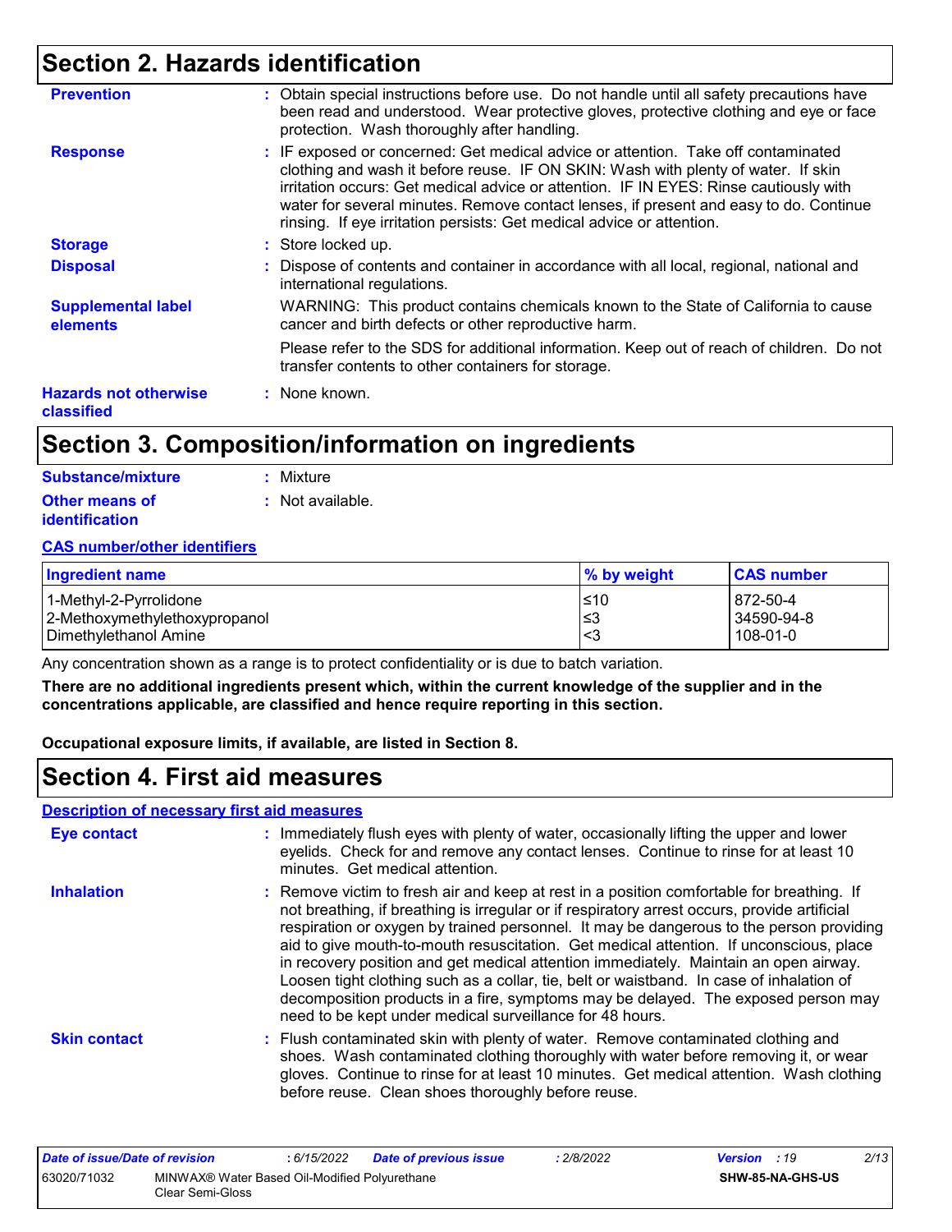## Section 2. Hazards identification

**Prevention** : Obtain special instructions before use. Do not handle until all safety precautions have been read and understood. Wear protective gloves, protective clothing and eye or face protection. Wash thoroughly after handling.

**Response** : IF exposed or concerned: Get medical advice or attention. Take off contaminated clothing and wash it before reuse. IF ON SKIN: Wash with plenty of water. If skin irritation occurs: Get medical advice or attention. IF IN EYES: Rinse cautiously with water for several minutes. Remove contact lenses, if present and easy to do. Continue rinsing. If eye irritation persists: Get medical advice or attention.

**Storage** : Store locked up.

**Disposal** : Dispose of contents and container in accordance with all local, regional, national and international regulations.

**Supplemental label elements** WARNING: This product contains chemicals known to the State of California to cause cancer and birth defects or other reproductive harm.

Please refer to the SDS for additional information. Keep out of reach of children. Do not transfer contents to other containers for storage.

**Hazards not otherwise classified** : None known.

## Section 3. Composition/information on ingredients

**Substance/mixture** : Mixture

**Other means of identification** : Not available.

**CAS number/other identifiers**

| Ingredient name | % by weight | CAS number |
|---|---|---|
| 1-Methyl-2-Pyrrolidone | ≤10 | 872-50-4 |
| 2-Methoxymethylethoxypropanol | ≤3 | 34590-94-8 |
| Dimethylethanol Amine | <3 | 108-01-0 |

Any concentration shown as a range is to protect confidentiality or is due to batch variation.

**There are no additional ingredients present which, within the current knowledge of the supplier and in the concentrations applicable, are classified and hence require reporting in this section.**

**Occupational exposure limits, if available, are listed in Section 8.**

## Section 4. First aid measures

**Description of necessary first aid measures**

**Eye contact** : Immediately flush eyes with plenty of water, occasionally lifting the upper and lower eyelids. Check for and remove any contact lenses. Continue to rinse for at least 10 minutes. Get medical attention.

**Inhalation** : Remove victim to fresh air and keep at rest in a position comfortable for breathing. If not breathing, if breathing is irregular or if respiratory arrest occurs, provide artificial respiration or oxygen by trained personnel. It may be dangerous to the person providing aid to give mouth-to-mouth resuscitation. Get medical attention. If unconscious, place in recovery position and get medical attention immediately. Maintain an open airway. Loosen tight clothing such as a collar, tie, belt or waistband. In case of inhalation of decomposition products in a fire, symptoms may be delayed. The exposed person may need to be kept under medical surveillance for 48 hours.

**Skin contact** : Flush contaminated skin with plenty of water. Remove contaminated clothing and shoes. Wash contaminated clothing thoroughly with water before removing it, or wear gloves. Continue to rinse for at least 10 minutes. Get medical attention. Wash clothing before reuse. Clean shoes thoroughly before reuse.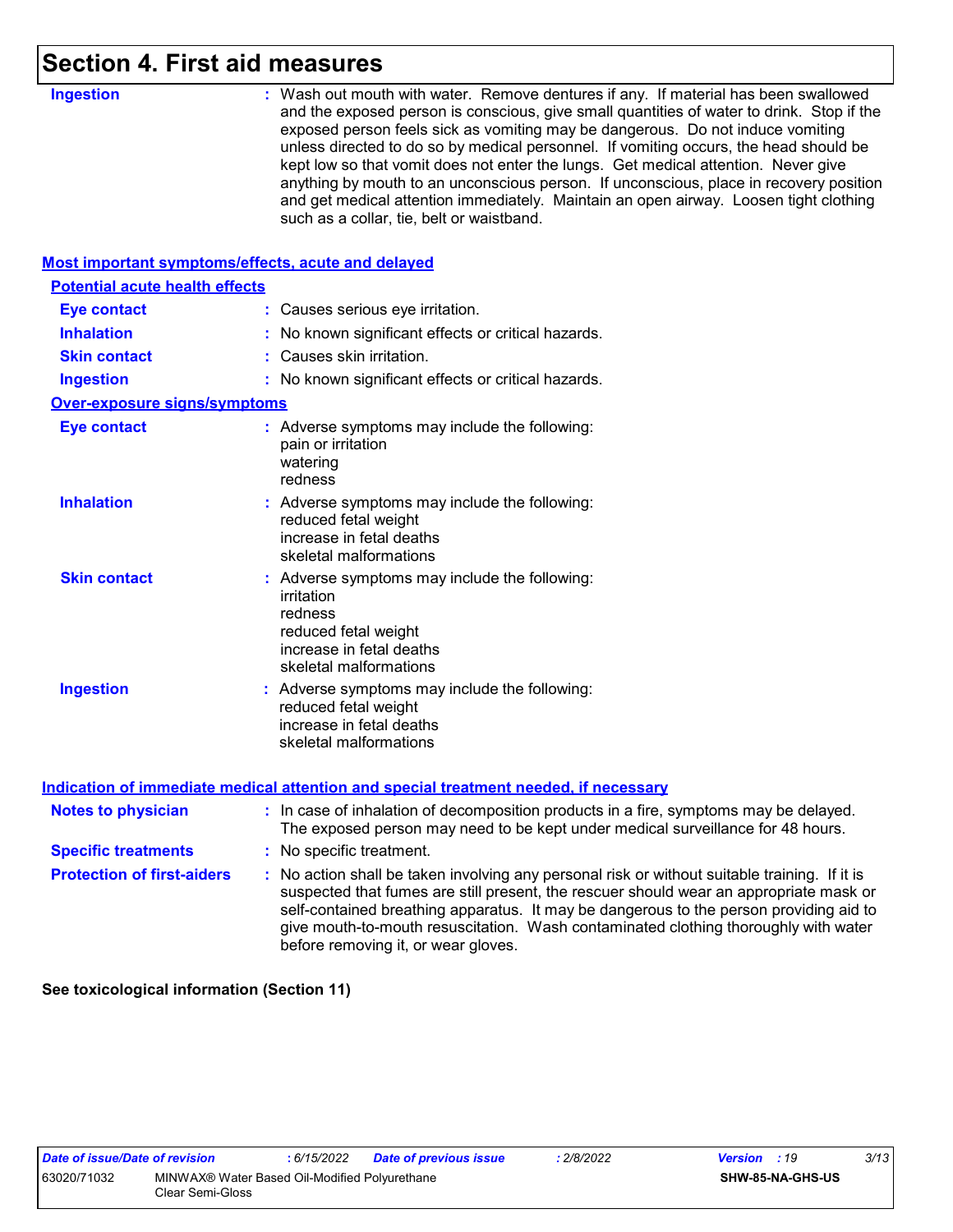# Section 4. First aid measures

**Ingestion** : Wash out mouth with water. Remove dentures if any. If material has been swallowed and the exposed person is conscious, give small quantities of water to drink. Stop if the exposed person feels sick as vomiting may be dangerous. Do not induce vomiting unless directed to do so by medical personnel. If vomiting occurs, the head should be kept low so that vomit does not enter the lungs. Get medical attention. Never give anything by mouth to an unconscious person. If unconscious, place in recovery position and get medical attention immediately. Maintain an open airway. Loosen tight clothing such as a collar, tie, belt or waistband.

## Most important symptoms/effects, acute and delayed

### Potential acute health effects

**Eye contact** : Causes serious eye irritation.

**Inhalation** : No known significant effects or critical hazards.

**Skin contact** : Causes skin irritation.

**Ingestion** : No known significant effects or critical hazards.

### Over-exposure signs/symptoms

**Eye contact** : Adverse symptoms may include the following:
pain or irritation
watering
redness

**Inhalation** : Adverse symptoms may include the following:
reduced fetal weight
increase in fetal deaths
skeletal malformations

**Skin contact** : Adverse symptoms may include the following:
irritation
redness
reduced fetal weight
increase in fetal deaths
skeletal malformations

**Ingestion** : Adverse symptoms may include the following:
reduced fetal weight
increase in fetal deaths
skeletal malformations

## Indication of immediate medical attention and special treatment needed, if necessary

**Notes to physician** : In case of inhalation of decomposition products in a fire, symptoms may be delayed. The exposed person may need to be kept under medical surveillance for 48 hours.

**Specific treatments** : No specific treatment.

**Protection of first-aiders** : No action shall be taken involving any personal risk or without suitable training. If it is suspected that fumes are still present, the rescuer should wear an appropriate mask or self-contained breathing apparatus. It may be dangerous to the person providing aid to give mouth-to-mouth resuscitation. Wash contaminated clothing thoroughly with water before removing it, or wear gloves.

**See toxicological information (Section 11)**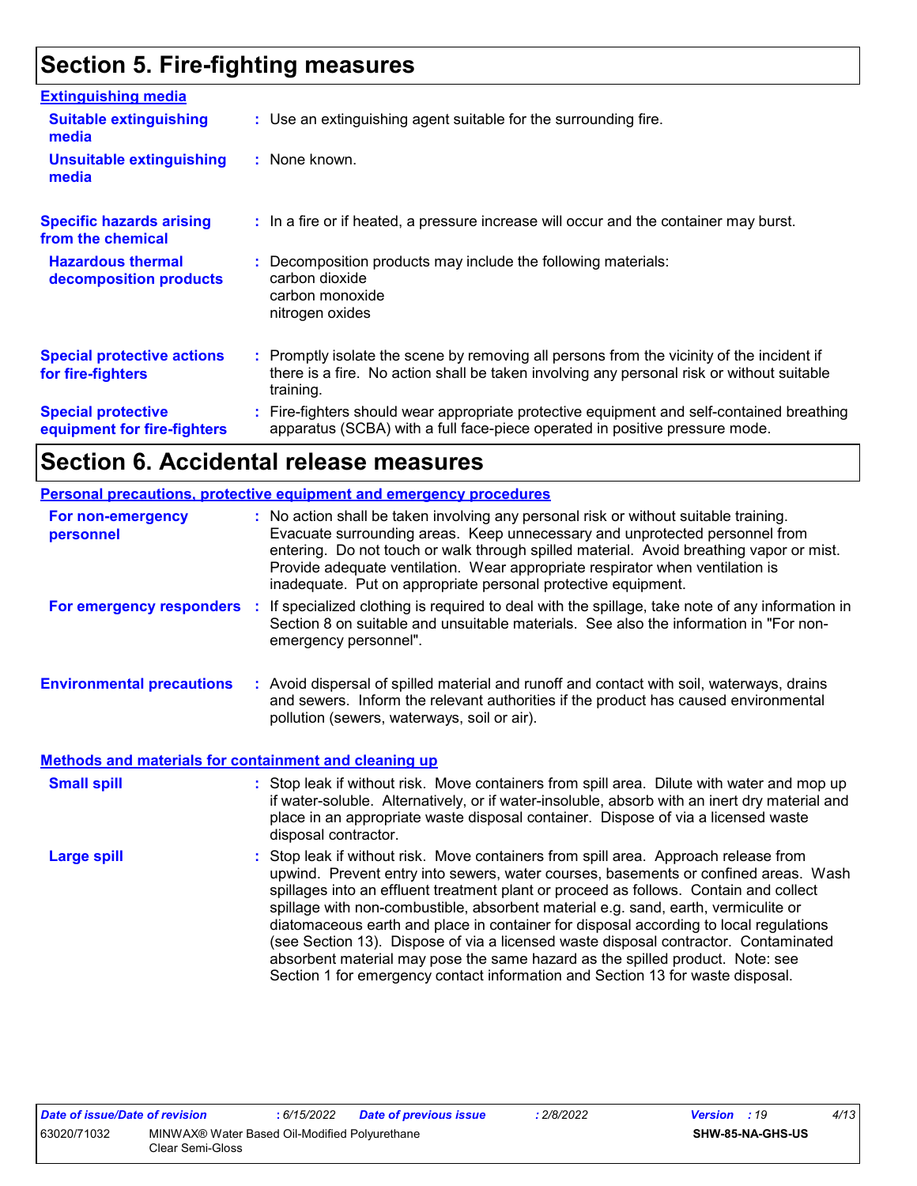# Section 5. Fire-fighting measures

### Extinguishing media

**Suitable extinguishing media** : Use an extinguishing agent suitable for the surrounding fire.

**Unsuitable extinguishing media** : None known.

**Specific hazards arising from the chemical** : In a fire or if heated, a pressure increase will occur and the container may burst.

**Hazardous thermal decomposition products** : Decomposition products may include the following materials:
carbon dioxide
carbon monoxide
nitrogen oxides

**Special protective actions for fire-fighters** : Promptly isolate the scene by removing all persons from the vicinity of the incident if there is a fire. No action shall be taken involving any personal risk or without suitable training.

**Special protective equipment for fire-fighters** : Fire-fighters should wear appropriate protective equipment and self-contained breathing apparatus (SCBA) with a full face-piece operated in positive pressure mode.

# Section 6. Accidental release measures

### Personal precautions, protective equipment and emergency procedures

**For non-emergency personnel** : No action shall be taken involving any personal risk or without suitable training. Evacuate surrounding areas. Keep unnecessary and unprotected personnel from entering. Do not touch or walk through spilled material. Avoid breathing vapor or mist. Provide adequate ventilation. Wear appropriate respirator when ventilation is inadequate. Put on appropriate personal protective equipment.

**For emergency responders** : If specialized clothing is required to deal with the spillage, take note of any information in Section 8 on suitable and unsuitable materials. See also the information in "For non-emergency personnel".

**Environmental precautions** : Avoid dispersal of spilled material and runoff and contact with soil, waterways, drains and sewers. Inform the relevant authorities if the product has caused environmental pollution (sewers, waterways, soil or air).

### Methods and materials for containment and cleaning up

**Small spill** : Stop leak if without risk. Move containers from spill area. Dilute with water and mop up if water-soluble. Alternatively, or if water-insoluble, absorb with an inert dry material and place in an appropriate waste disposal container. Dispose of via a licensed waste disposal contractor.

**Large spill** : Stop leak if without risk. Move containers from spill area. Approach release from upwind. Prevent entry into sewers, water courses, basements or confined areas. Wash spillages into an effluent treatment plant or proceed as follows. Contain and collect spillage with non-combustible, absorbent material e.g. sand, earth, vermiculite or diatomaceous earth and place in container for disposal according to local regulations (see Section 13). Dispose of via a licensed waste disposal contractor. Contaminated absorbent material may pose the same hazard as the spilled product. Note: see Section 1 for emergency contact information and Section 13 for waste disposal.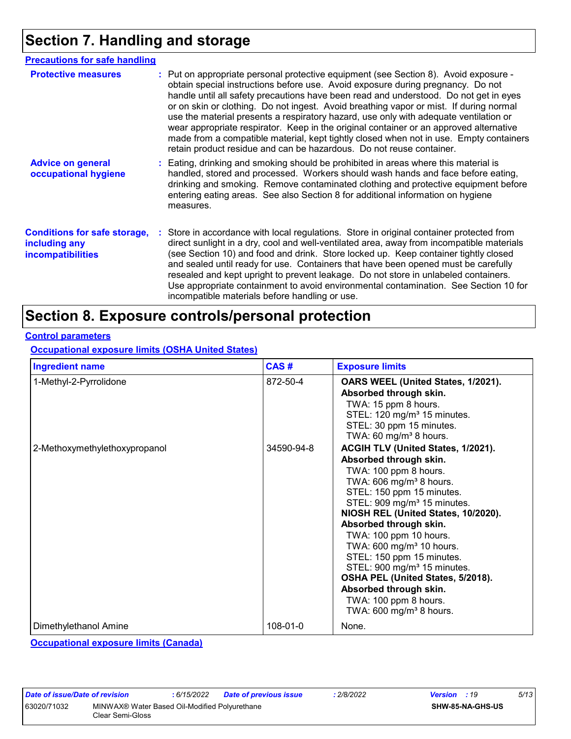# Section 7. Handling and storage

## Precautions for safe handling

**Protective measures** : Put on appropriate personal protective equipment (see Section 8). Avoid exposure - obtain special instructions before use. Avoid exposure during pregnancy. Do not handle until all safety precautions have been read and understood. Do not get in eyes or on skin or clothing. Do not ingest. Avoid breathing vapor or mist. If during normal use the material presents a respiratory hazard, use only with adequate ventilation or wear appropriate respirator. Keep in the original container or an approved alternative made from a compatible material, kept tightly closed when not in use. Empty containers retain product residue and can be hazardous. Do not reuse container.

**Advice on general occupational hygiene** : Eating, drinking and smoking should be prohibited in areas where this material is handled, stored and processed. Workers should wash hands and face before eating, drinking and smoking. Remove contaminated clothing and protective equipment before entering eating areas. See also Section 8 for additional information on hygiene measures.

**Conditions for safe storage, including any incompatibilities** : Store in accordance with local regulations. Store in original container protected from direct sunlight in a dry, cool and well-ventilated area, away from incompatible materials (see Section 10) and food and drink. Store locked up. Keep container tightly closed and sealed until ready for use. Containers that have been opened must be carefully resealed and kept upright to prevent leakage. Do not store in unlabeled containers. Use appropriate containment to avoid environmental contamination. See Section 10 for incompatible materials before handling or use.

# Section 8. Exposure controls/personal protection

## Control parameters

### Occupational exposure limits (OSHA United States)

| Ingredient name | CAS # | Exposure limits |
|---|---|---|
| 1-Methyl-2-Pyrrolidone | 872-50-4 | **OARS WEEL (United States, 1/2021). Absorbed through skin.**<br>TWA: 15 ppm 8 hours.<br>STEL: 120 mg/m³ 15 minutes.<br>STEL: 30 ppm 15 minutes.<br>TWA: 60 mg/m³ 8 hours. |
| 2-Methoxymethylethoxypropanol | 34590-94-8 | **ACGIH TLV (United States, 1/2021). Absorbed through skin.**<br>TWA: 100 ppm 8 hours.<br>TWA: 606 mg/m³ 8 hours.<br>STEL: 150 ppm 15 minutes.<br>STEL: 909 mg/m³ 15 minutes.<br>**NIOSH REL (United States, 10/2020). Absorbed through skin.**<br>TWA: 100 ppm 10 hours.<br>TWA: 600 mg/m³ 10 hours.<br>STEL: 150 ppm 15 minutes.<br>STEL: 900 mg/m³ 15 minutes.<br>**OSHA PEL (United States, 5/2018). Absorbed through skin.**<br>TWA: 100 ppm 8 hours.<br>TWA: 600 mg/m³ 8 hours. |
| Dimethylethanol Amine | 108-01-0 | None. |

### Occupational exposure limits (Canada)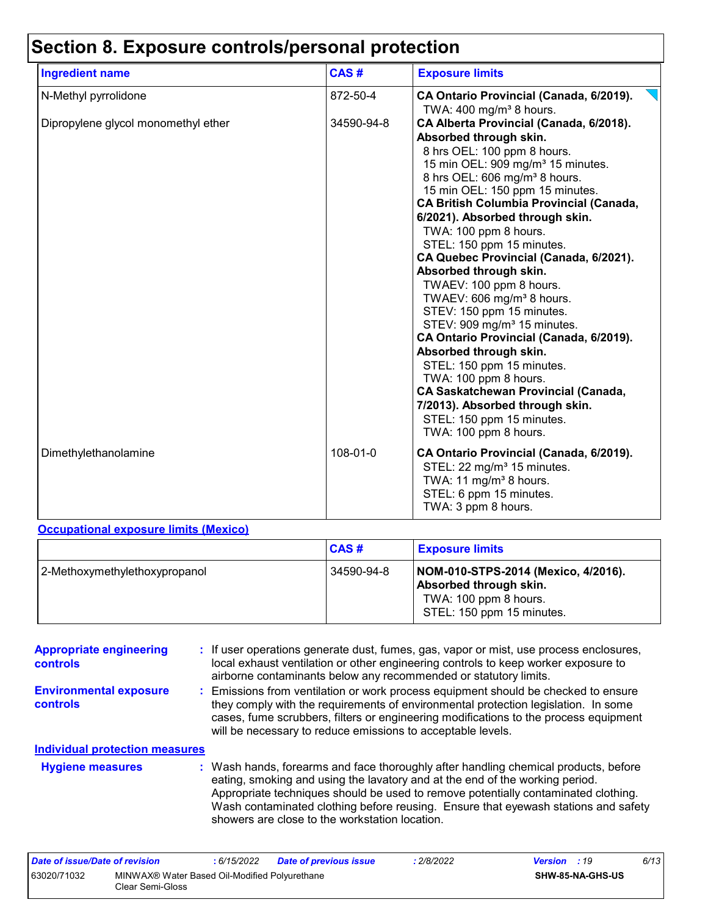# Section 8. Exposure controls/personal protection

| Ingredient name | CAS # | Exposure limits |
|---|---|---|
| N-Methyl pyrrolidone | 872-50-4 | **CA Ontario Provincial (Canada, 6/2019).**<br>TWA: 400 mg/m³ 8 hours. |
| Dipropylene glycol monomethyl ether | 34590-94-8 | **CA Alberta Provincial (Canada, 6/2018). Absorbed through skin.**<br>8 hrs OEL: 100 ppm 8 hours.<br>15 min OEL: 909 mg/m³ 15 minutes.<br>8 hrs OEL: 606 mg/m³ 8 hours.<br>15 min OEL: 150 ppm 15 minutes.<br>**CA British Columbia Provincial (Canada, 6/2021). Absorbed through skin.**<br>TWA: 100 ppm 8 hours.<br>STEL: 150 ppm 15 minutes.<br>**CA Quebec Provincial (Canada, 6/2021). Absorbed through skin.**<br>TWAEV: 100 ppm 8 hours.<br>TWAEV: 606 mg/m³ 8 hours.<br>STEV: 150 ppm 15 minutes.<br>STEV: 909 mg/m³ 15 minutes.<br>**CA Ontario Provincial (Canada, 6/2019). Absorbed through skin.**<br>STEL: 150 ppm 15 minutes.<br>TWA: 100 ppm 8 hours.<br>**CA Saskatchewan Provincial (Canada, 7/2013). Absorbed through skin.**<br>STEL: 150 ppm 15 minutes.<br>TWA: 100 ppm 8 hours. |
| Dimethylethanolamine | 108-01-0 | **CA Ontario Provincial (Canada, 6/2019).**<br>STEL: 22 mg/m³ 15 minutes.<br>TWA: 11 mg/m³ 8 hours.<br>STEL: 6 ppm 15 minutes.<br>TWA: 3 ppm 8 hours. |

**Occupational exposure limits (Mexico)**

| | CAS # | Exposure limits |
|---|---|---|
| 2-Methoxymethylethoxypropanol | 34590-94-8 | **NOM-010-STPS-2014 (Mexico, 4/2016). Absorbed through skin.**<br>TWA: 100 ppm 8 hours.<br>STEL: 150 ppm 15 minutes. |

**Appropriate engineering controls** : If user operations generate dust, fumes, gas, vapor or mist, use process enclosures, local exhaust ventilation or other engineering controls to keep worker exposure to airborne contaminants below any recommended or statutory limits.

**Environmental exposure controls** : Emissions from ventilation or work process equipment should be checked to ensure they comply with the requirements of environmental protection legislation. In some cases, fume scrubbers, filters or engineering modifications to the process equipment will be necessary to reduce emissions to acceptable levels.

**Individual protection measures**

**Hygiene measures** : Wash hands, forearms and face thoroughly after handling chemical products, before eating, smoking and using the lavatory and at the end of the working period. Appropriate techniques should be used to remove potentially contaminated clothing. Wash contaminated clothing before reusing. Ensure that eyewash stations and safety showers are close to the workstation location.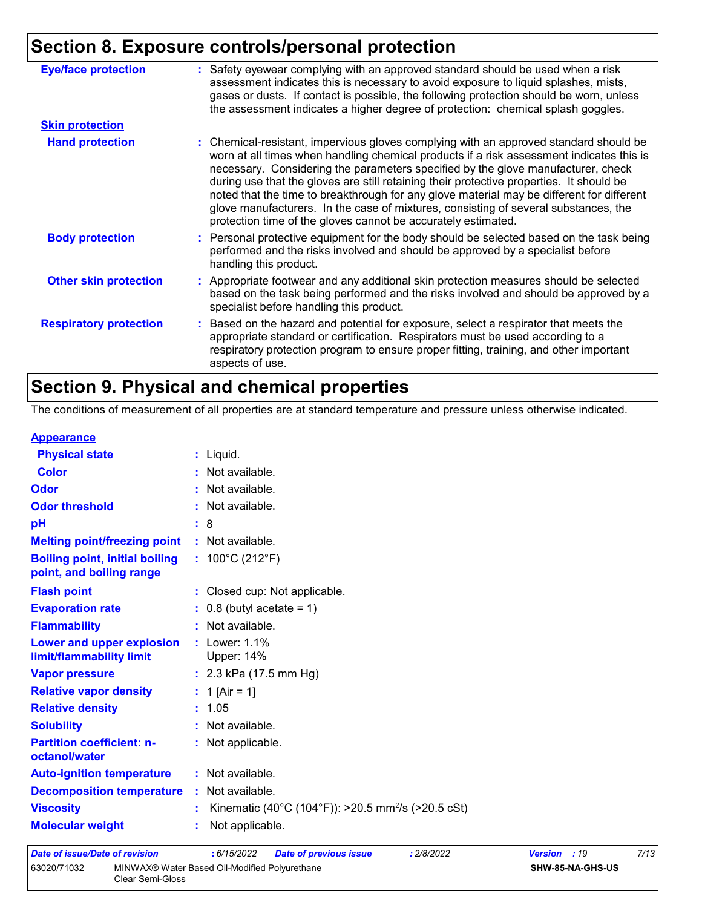## Section 8. Exposure controls/personal protection

**Eye/face protection** : Safety eyewear complying with an approved standard should be used when a risk assessment indicates this is necessary to avoid exposure to liquid splashes, mists, gases or dusts. If contact is possible, the following protection should be worn, unless the assessment indicates a higher degree of protection: chemical splash goggles.

**Skin protection**

**Hand protection** : Chemical-resistant, impervious gloves complying with an approved standard should be worn at all times when handling chemical products if a risk assessment indicates this is necessary. Considering the parameters specified by the glove manufacturer, check during use that the gloves are still retaining their protective properties. It should be noted that the time to breakthrough for any glove material may be different for different glove manufacturers. In the case of mixtures, consisting of several substances, the protection time of the gloves cannot be accurately estimated.

**Body protection** : Personal protective equipment for the body should be selected based on the task being performed and the risks involved and should be approved by a specialist before handling this product.

**Other skin protection** : Appropriate footwear and any additional skin protection measures should be selected based on the task being performed and the risks involved and should be approved by a specialist before handling this product.

**Respiratory protection** : Based on the hazard and potential for exposure, select a respirator that meets the appropriate standard or certification. Respirators must be used according to a respiratory protection program to ensure proper fitting, training, and other important aspects of use.

## Section 9. Physical and chemical properties

The conditions of measurement of all properties are at standard temperature and pressure unless otherwise indicated.

**Appearance**

| Property | Value |
|---|---|
| Physical state | Liquid. |
| Color | Not available. |
| Odor | Not available. |
| Odor threshold | Not available. |
| pH | 8 |
| Melting point/freezing point | Not available. |
| Boiling point, initial boiling point, and boiling range | 100°C (212°F) |
| Flash point | Closed cup: Not applicable. |
| Evaporation rate | 0.8 (butyl acetate = 1) |
| Flammability | Not available. |
| Lower and upper explosion limit/flammability limit | Lower: 1.1%<br>Upper: 14% |
| Vapor pressure | 2.3 kPa (17.5 mm Hg) |
| Relative vapor density | 1 [Air = 1] |
| Relative density | 1.05 |
| Solubility | Not available. |
| Partition coefficient: n-octanol/water | Not applicable. |
| Auto-ignition temperature | Not available. |
| Decomposition temperature | Not available. |
| Viscosity | Kinematic (40°C (104°F)): >20.5 $mm^2/s$ (>20.5 cSt) |
| Molecular weight | Not applicable. |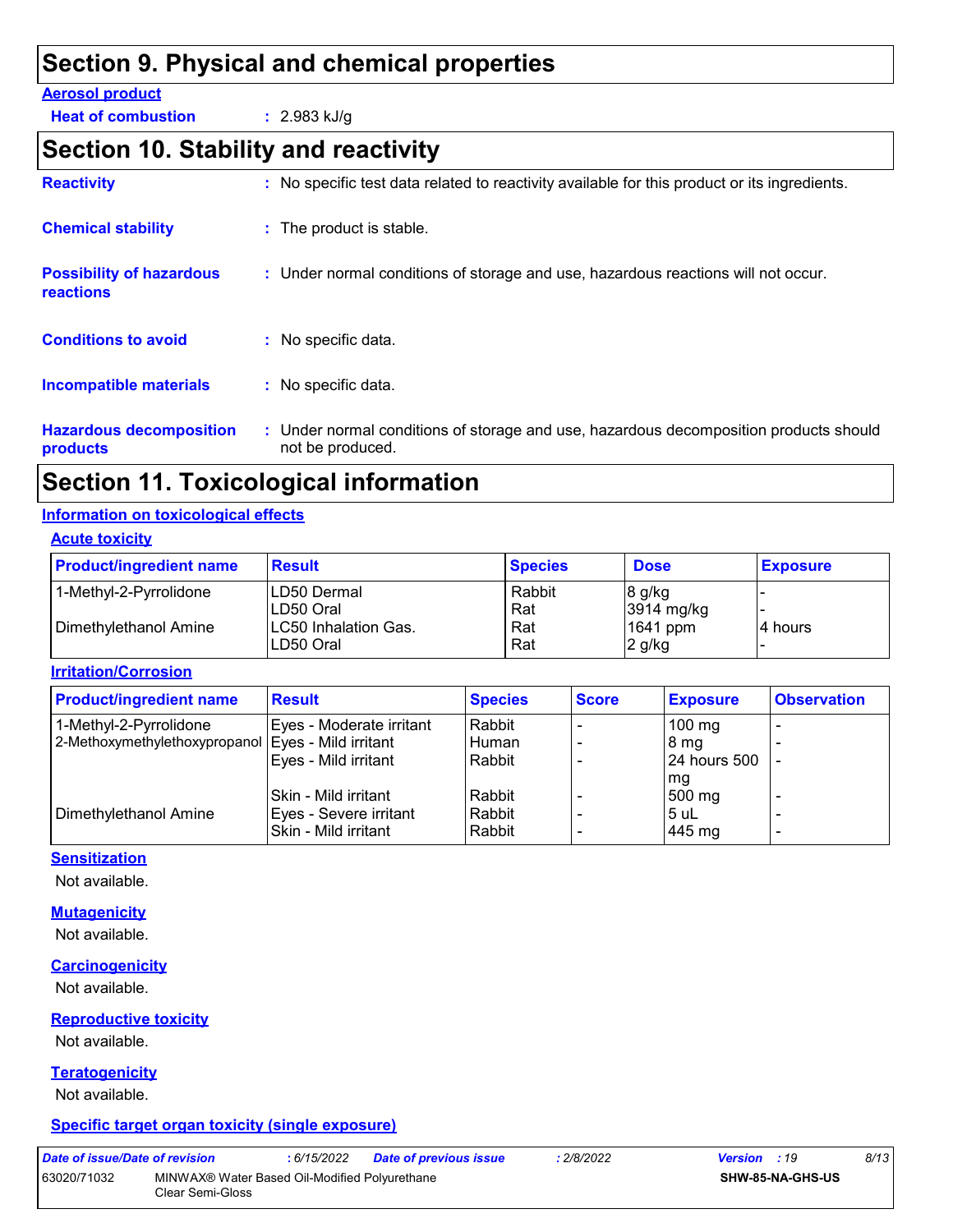# Section 9. Physical and chemical properties

**Aerosol product**

**Heat of combustion** : 2.983 kJ/g

# Section 10. Stability and reactivity

**Reactivity** : No specific test data related to reactivity available for this product or its ingredients.

**Chemical stability** : The product is stable.

**Possibility of hazardous reactions** : Under normal conditions of storage and use, hazardous reactions will not occur.

**Conditions to avoid** : No specific data.

**Incompatible materials** : No specific data.

**Hazardous decomposition products** : Under normal conditions of storage and use, hazardous decomposition products should not be produced.

# Section 11. Toxicological information

## Information on toxicological effects

### Acute toxicity

| Product/ingredient name | Result | Species | Dose | Exposure |
|---|---|---|---|---|
| 1-Methyl-2-Pyrrolidone | LD50 Dermal | Rabbit | 8 g/kg | - |
| | LD50 Oral | Rat | 3914 mg/kg | - |
| Dimethylethanol Amine | LC50 Inhalation Gas. | Rat | 1641 ppm | 4 hours |
| | LD50 Oral | Rat | 2 g/kg | - |

### Irritation/Corrosion

| Product/ingredient name | Result | Species | Score | Exposure | Observation |
|---|---|---|---|---|---|
| 1-Methyl-2-Pyrrolidone | Eyes - Moderate irritant | Rabbit | - | 100 mg | - |
| 2-Methoxymethylethoxypropanol | Eyes - Mild irritant | Human | - | 8 mg | - |
| | Eyes - Mild irritant | Rabbit | - | 24 hours 500 mg | - |
| | Skin - Mild irritant | Rabbit | - | 500 mg | - |
| Dimethylethanol Amine | Eyes - Severe irritant | Rabbit | - | 5 uL | - |
| | Skin - Mild irritant | Rabbit | - | 445 mg | - |

### Sensitization

Not available.

### Mutagenicity

Not available.

### Carcinogenicity

Not available.

### Reproductive toxicity

Not available.

### Teratogenicity

Not available.

### Specific target organ toxicity (single exposure)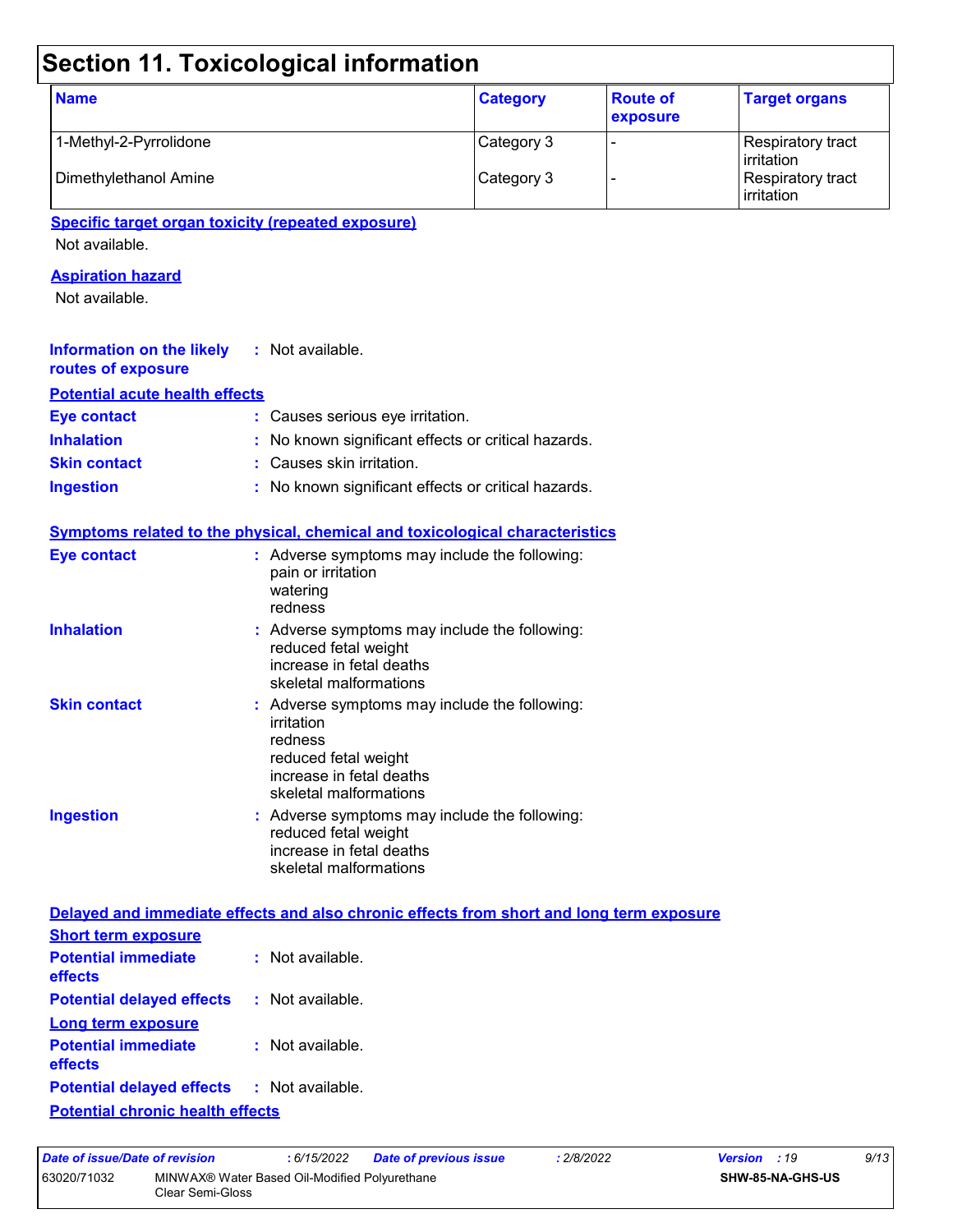# Section 11. Toxicological information

| Name | Category | Route of exposure | Target organs |
|---|---|---|---|
| 1-Methyl-2-Pyrrolidone | Category 3 | - | Respiratory tract irritation |
| Dimethylethanol Amine | Category 3 | - | Respiratory tract irritation |

**Specific target organ toxicity (repeated exposure)**

Not available.

**Aspiration hazard**

Not available.

**Information on the likely routes of exposure** : Not available.

**Potential acute health effects**

**Eye contact** : Causes serious eye irritation.

**Inhalation** : No known significant effects or critical hazards.

**Skin contact** : Causes skin irritation.

**Ingestion** : No known significant effects or critical hazards.

**Symptoms related to the physical, chemical and toxicological characteristics**

**Eye contact** : Adverse symptoms may include the following:
pain or irritation
watering
redness

**Inhalation** : Adverse symptoms may include the following:
reduced fetal weight
increase in fetal deaths
skeletal malformations

**Skin contact** : Adverse symptoms may include the following:
irritation
redness
reduced fetal weight
increase in fetal deaths
skeletal malformations

**Ingestion** : Adverse symptoms may include the following:
reduced fetal weight
increase in fetal deaths
skeletal malformations

**Delayed and immediate effects and also chronic effects from short and long term exposure**

**Short term exposure**

**Potential immediate effects** : Not available.

**Potential delayed effects** : Not available.

**Long term exposure**

**Potential immediate effects** : Not available.

**Potential delayed effects** : Not available.

**Potential chronic health effects**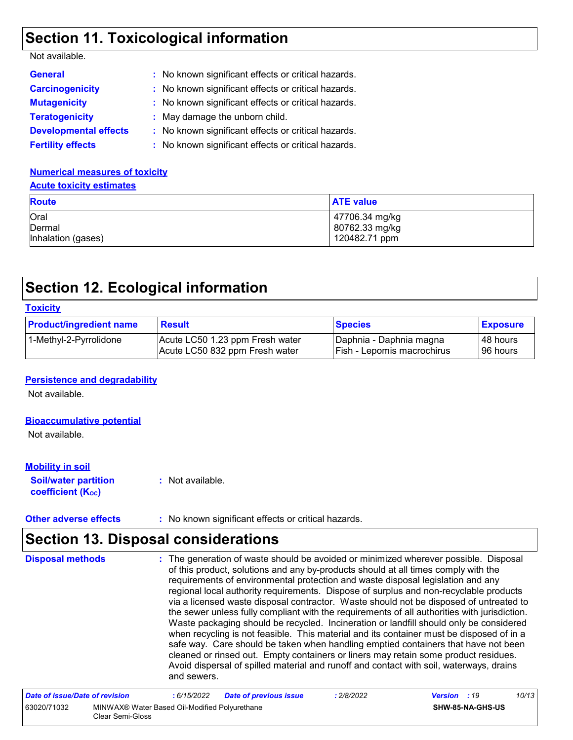## Section 11. Toxicological information

Not available.

**General** : No known significant effects or critical hazards.

**Carcinogenicity** : No known significant effects or critical hazards.

**Mutagenicity** : No known significant effects or critical hazards.

**Teratogenicity** : May damage the unborn child.

**Developmental effects** : No known significant effects or critical hazards.

**Fertility effects** : No known significant effects or critical hazards.

**Numerical measures of toxicity**

**Acute toxicity estimates**

| Route | ATE value |
|---|---|
| Oral | 47706.34 mg/kg |
| Dermal | 80762.33 mg/kg |
| Inhalation (gases) | 120482.71 ppm |

## Section 12. Ecological information

**Toxicity**

| Product/ingredient name | Result | Species | Exposure |
|---|---|---|---|
| 1-Methyl-2-Pyrrolidone | Acute LC50 1.23 ppm Fresh water | Daphnia - Daphnia magna | 48 hours |
| | Acute LC50 832 ppm Fresh water | Fish - Lepomis macrochirus | 96 hours |

**Persistence and degradability**

Not available.

**Bioaccumulative potential**

Not available.

**Mobility in soil**

**Soil/water partition coefficient ($K_{OC}$)** : Not available.

**Other adverse effects** : No known significant effects or critical hazards.

## Section 13. Disposal considerations

**Disposal methods** : The generation of waste should be avoided or minimized wherever possible. Disposal of this product, solutions and any by-products should at all times comply with the requirements of environmental protection and waste disposal legislation and any regional local authority requirements. Dispose of surplus and non-recyclable products via a licensed waste disposal contractor. Waste should not be disposed of untreated to the sewer unless fully compliant with the requirements of all authorities with jurisdiction. Waste packaging should be recycled. Incineration or landfill should only be considered when recycling is not feasible. This material and its container must be disposed of in a safe way. Care should be taken when handling emptied containers that have not been cleaned or rinsed out. Empty containers or liners may retain some product residues. Avoid dispersal of spilled material and runoff and contact with soil, waterways, drains and sewers.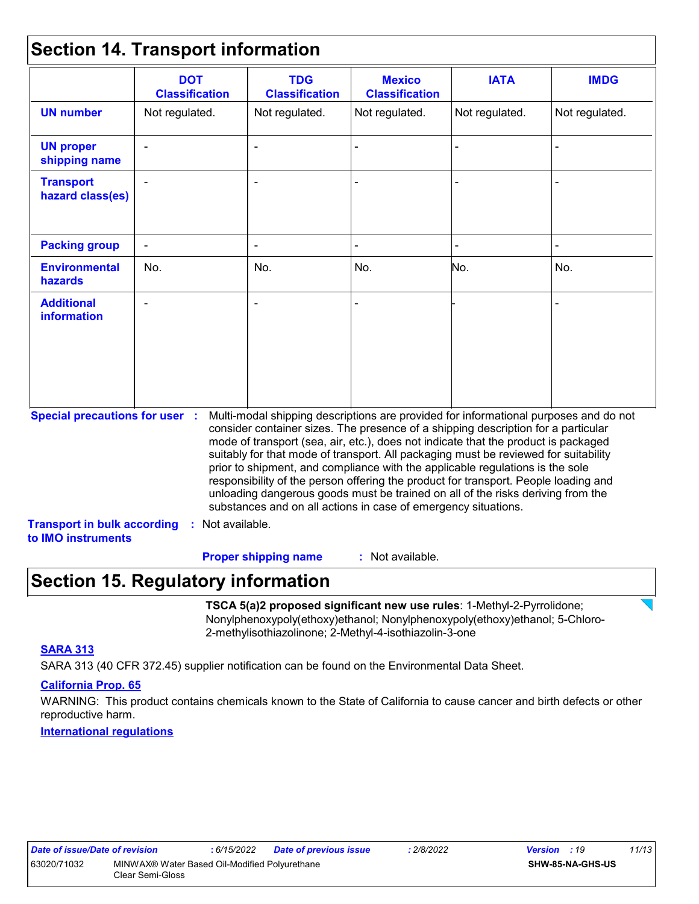## Section 14. Transport information

| | DOT Classification | TDG Classification | Mexico Classification | IATA | IMDG |
|---|---|---|---|---|---|
| **UN number** | Not regulated. | Not regulated. | Not regulated. | Not regulated. | Not regulated. |
| **UN proper shipping name** | - | - | - | - | - |
| **Transport hazard class(es)** | - | - | - | - | - |
| **Packing group** | - | - | - | - | - |
| **Environmental hazards** | No. | No. | No. | No. | No. |
| **Additional information** | - | - | - | - | - |

**Special precautions for user** : Multi-modal shipping descriptions are provided for informational purposes and do not consider container sizes. The presence of a shipping description for a particular mode of transport (sea, air, etc.), does not indicate that the product is packaged suitably for that mode of transport. All packaging must be reviewed for suitability prior to shipment, and compliance with the applicable regulations is the sole responsibility of the person offering the product for transport. People loading and unloading dangerous goods must be trained on all of the risks deriving from the substances and on all actions in case of emergency situations.

**Transport in bulk according to IMO instruments** : Not available.

**Proper shipping name** : Not available.

## Section 15. Regulatory information

**TSCA 5(a)2 proposed significant new use rules**: 1-Methyl-2-Pyrrolidone; Nonylphenoxypoly(ethoxy)ethanol; Nonylphenoxypoly(ethoxy)ethanol; 5-Chloro-2-methylisothiazolinone; 2-Methyl-4-isothiazolin-3-one

**SARA 313**

SARA 313 (40 CFR 372.45) supplier notification can be found on the Environmental Data Sheet.

**California Prop. 65**

WARNING: This product contains chemicals known to the State of California to cause cancer and birth defects or other reproductive harm.

**International regulations**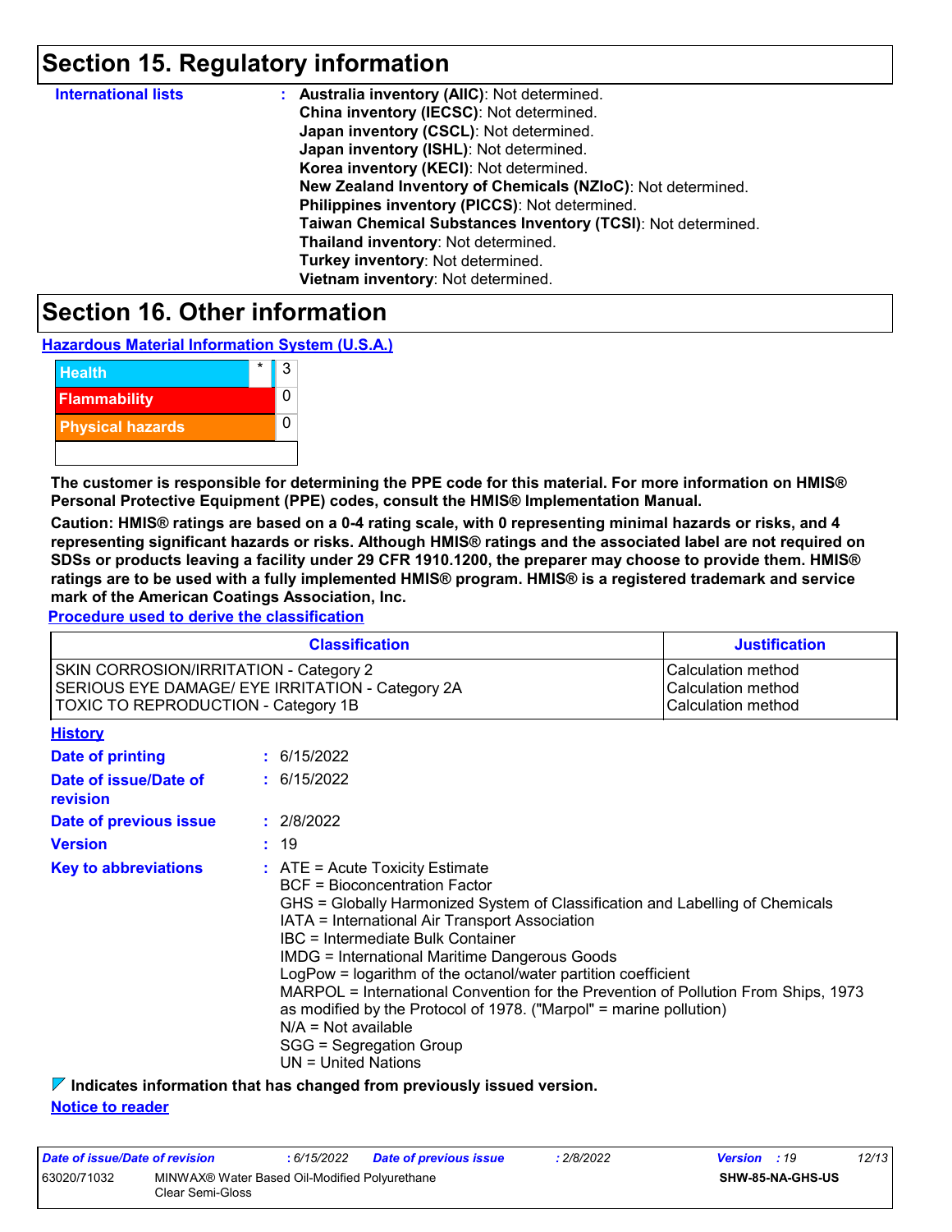## Section 15. Regulatory information

**International lists** : **Australia inventory (AIIC)**: Not determined.
**China inventory (IECSC)**: Not determined.
**Japan inventory (CSCL)**: Not determined.
**Japan inventory (ISHL)**: Not determined.
**Korea inventory (KECI)**: Not determined.
**New Zealand Inventory of Chemicals (NZIoC)**: Not determined.
**Philippines inventory (PICCS)**: Not determined.
**Taiwan Chemical Substances Inventory (TCSI)**: Not determined.
**Thailand inventory**: Not determined.
**Turkey inventory**: Not determined.
**Vietnam inventory**: Not determined.

## Section 16. Other information

**Hazardous Material Information System (U.S.A.)**

| | | |
|---|---|---|
| Health | * | 3 |
| Flammability | | 0 |
| Physical hazards | | 0 |
| | | |

**The customer is responsible for determining the PPE code for this material. For more information on HMIS® Personal Protective Equipment (PPE) codes, consult the HMIS® Implementation Manual.**

**Caution: HMIS® ratings are based on a 0-4 rating scale, with 0 representing minimal hazards or risks, and 4 representing significant hazards or risks. Although HMIS® ratings and the associated label are not required on SDSs or products leaving a facility under 29 CFR 1910.1200, the preparer may choose to provide them. HMIS® ratings are to be used with a fully implemented HMIS® program. HMIS® is a registered trademark and service mark of the American Coatings Association, Inc.**

**Procedure used to derive the classification**

| Classification | Justification |
|---|---|
| SKIN CORROSION/IRRITATION - Category 2 | Calculation method |
| SERIOUS EYE DAMAGE/ EYE IRRITATION - Category 2A | Calculation method |
| TOXIC TO REPRODUCTION - Category 1B | Calculation method |

**History**

**Date of printing** : 6/15/2022

**Date of issue/Date of revision** : 6/15/2022

**Date of previous issue** : 2/8/2022

**Version** : 19

**Key to abbreviations** : ATE = Acute Toxicity Estimate
BCF = Bioconcentration Factor
GHS = Globally Harmonized System of Classification and Labelling of Chemicals
IATA = International Air Transport Association
IBC = Intermediate Bulk Container
IMDG = International Maritime Dangerous Goods
LogPow = logarithm of the octanol/water partition coefficient
MARPOL = International Convention for the Prevention of Pollution From Ships, 1973 as modified by the Protocol of 1978. ("Marpol" = marine pollution)
N/A = Not available
SGG = Segregation Group
UN = United Nations

**Indicates information that has changed from previously issued version.**

**Notice to reader**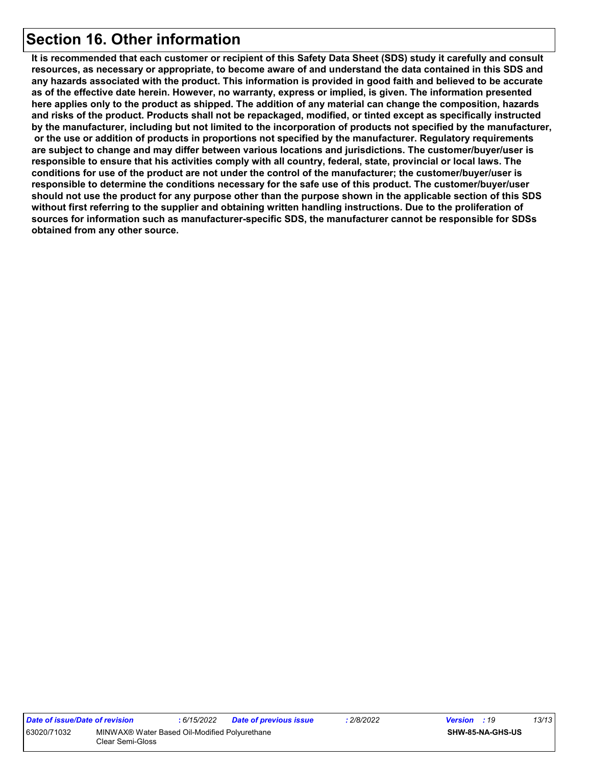# Section 16. Other information

**It is recommended that each customer or recipient of this Safety Data Sheet (SDS) study it carefully and consult resources, as necessary or appropriate, to become aware of and understand the data contained in this SDS and any hazards associated with the product. This information is provided in good faith and believed to be accurate as of the effective date herein. However, no warranty, express or implied, is given. The information presented here applies only to the product as shipped. The addition of any material can change the composition, hazards and risks of the product. Products shall not be repackaged, modified, or tinted except as specifically instructed by the manufacturer, including but not limited to the incorporation of products not specified by the manufacturer, or the use or addition of products in proportions not specified by the manufacturer. Regulatory requirements are subject to change and may differ between various locations and jurisdictions. The customer/buyer/user is responsible to ensure that his activities comply with all country, federal, state, provincial or local laws. The conditions for use of the product are not under the control of the manufacturer; the customer/buyer/user is responsible to determine the conditions necessary for the safe use of this product. The customer/buyer/user should not use the product for any purpose other than the purpose shown in the applicable section of this SDS without first referring to the supplier and obtaining written handling instructions. Due to the proliferation of sources for information such as manufacturer-specific SDS, the manufacturer cannot be responsible for SDSs obtained from any other source.**